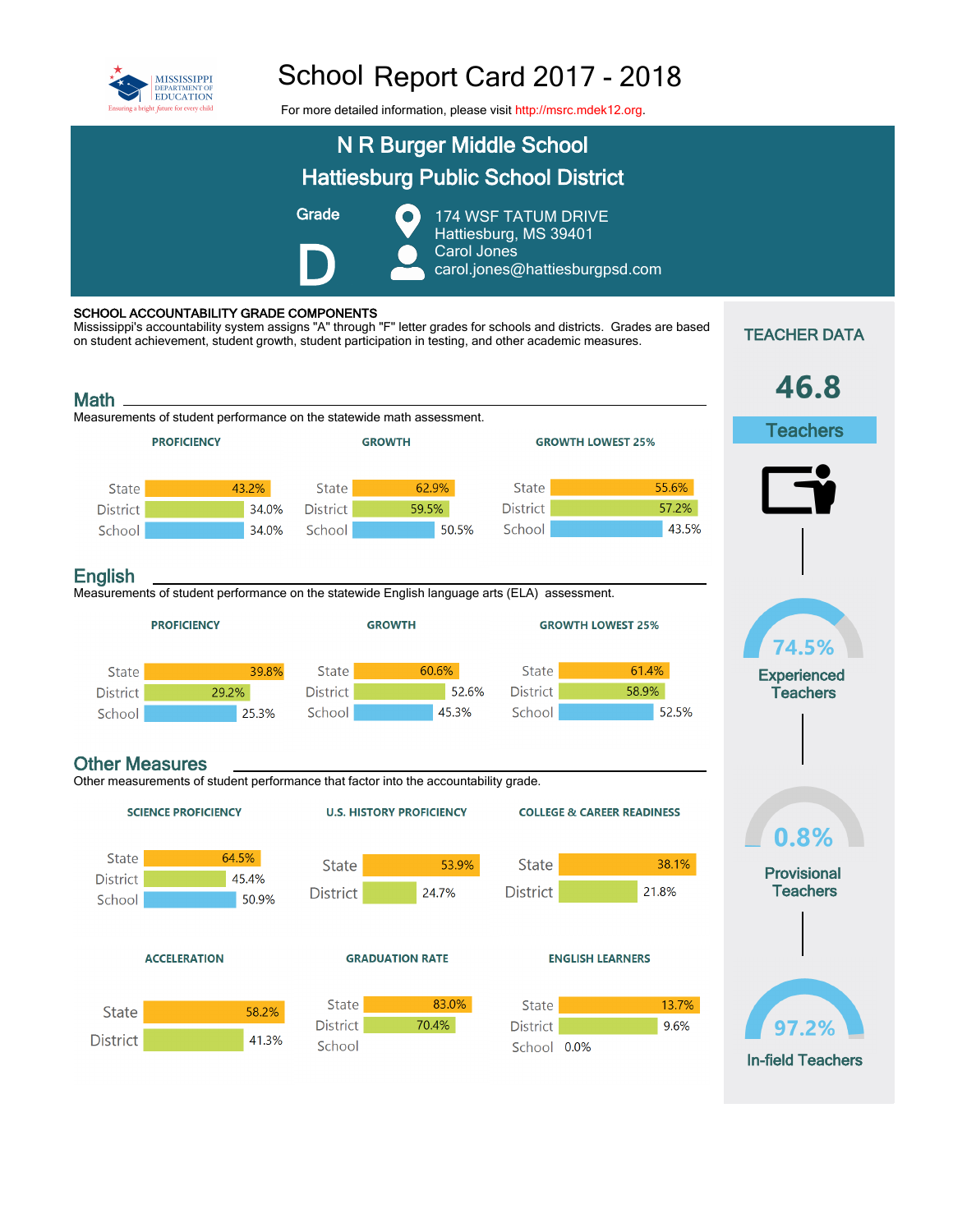MISSISSIPPI DEPARTMENT OF EDUCATION
Ensuring a bright future for every child

# School Report Card 2017 - 2018

For more detailed information, please visit http://msrc.mdek12.org.

## N R Burger Middle School
## Hattiesburg Public School District

**Grade**

**D**

174 WSF TATUM DRIVE
Hattiesburg, MS 39401
Carol Jones
carol.jones@hattiesburgpsd.com

### SCHOOL ACCOUNTABILITY GRADE COMPONENTS

Mississippi's accountability system assigns "A" through "F" letter grades for schools and districts. Grades are based on student achievement, student growth, student participation in testing, and other academic measures.

## Math

Measurements of student performance on the statewide math assessment.

| | PROFICIENCY | GROWTH | GROWTH LOWEST 25% |
|---|---|---|---|
| State | 43.2% | 62.9% | 55.6% |
| District | 34.0% | 59.5% | 57.2% |
| School | 34.0% | 50.5% | 43.5% |

## English

Measurements of student performance on the statewide English language arts (ELA) assessment.

| | PROFICIENCY | GROWTH | GROWTH LOWEST 25% |
|---|---|---|---|
| State | 39.8% | 60.6% | 61.4% |
| District | 29.2% | 52.6% | 58.9% |
| School | 25.3% | 45.3% | 52.5% |

## Other Measures

Other measurements of student performance that factor into the accountability grade.

| | SCIENCE PROFICIENCY | U.S. HISTORY PROFICIENCY | COLLEGE & CAREER READINESS |
|---|---|---|---|
| State | 64.5% | 53.9% | 38.1% |
| District | 45.4% | 24.7% | 21.8% |
| School | 50.9% | | |

| | ACCELERATION | GRADUATION RATE | ENGLISH LEARNERS |
|---|---|---|---|
| State | 58.2% | 83.0% | 13.7% |
| District | 41.3% | 70.4% | 9.6% |
| School | | | 0.0% |

## TEACHER DATA

**46.8** Teachers

**74.5%** Experienced Teachers

**0.8%** Provisional Teachers

**97.2%** In-field Teachers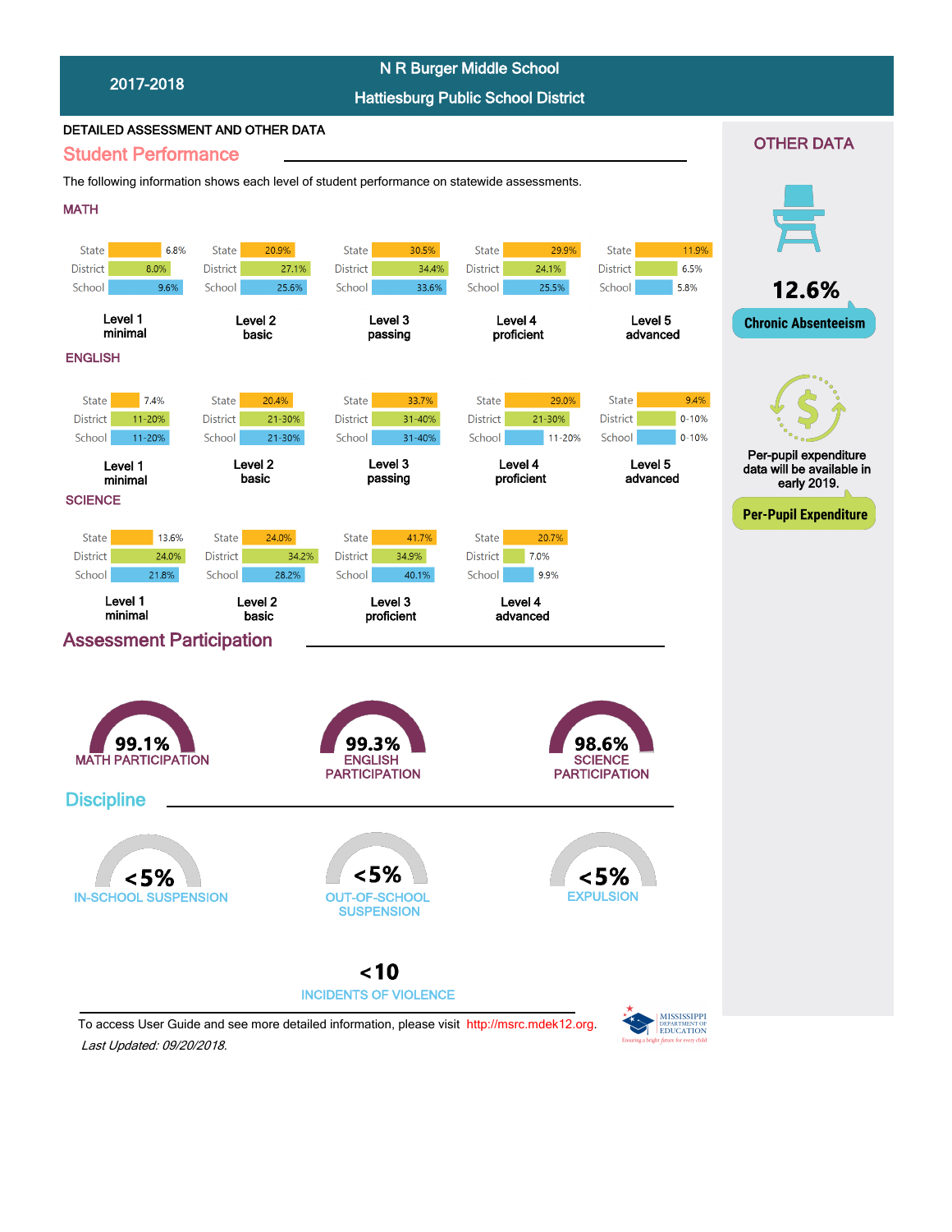2017-2018

# N R Burger Middle School

## Hattiesburg Public School District

DETAILED ASSESSMENT AND OTHER DATA

## Student Performance

The following information shows each level of student performance on statewide assessments.

### MATH

State 6.8%
District 8.0%
School 9.6%
Level 1 minimal

State 20.9%
District 27.1%
School 25.6%
Level 2 basic

State 30.5%
District 34.4%
School 33.6%
Level 3 passing

State 29.9%
District 24.1%
School 25.5%
Level 4 proficient

State 11.9%
District 6.5%
School 5.8%
Level 5 advanced

### ENGLISH

State 7.4%
District 11-20%
School 11-20%
Level 1 minimal

State 20.4%
District 21-30%
School 21-30%
Level 2 basic

State 33.7%
District 31-40%
School 31-40%
Level 3 passing

State 29.0%
District 21-30%
School 11-20%
Level 4 proficient

State 9.4%
District 0-10%
School 0-10%
Level 5 advanced

### SCIENCE

State 13.6%
District 24.0%
School 21.8%
Level 1 minimal

State 24.0%
District 34.2%
School 28.2%
Level 2 basic

State 41.7%
District 34.9%
School 40.1%
Level 3 proficient

State 20.7%
District 7.0%
School 9.9%
Level 4 advanced

## Assessment Participation

99.1%
MATH PARTICIPATION

99.3%
ENGLISH PARTICIPATION

98.6%
SCIENCE PARTICIPATION

## Discipline

<5%
IN-SCHOOL SUSPENSION

<5%
OUT-OF-SCHOOL SUSPENSION

<5%
EXPULSION

<10
INCIDENTS OF VIOLENCE

## OTHER DATA

12.6%
Chronic Absenteeism

Per-pupil expenditure data will be available in early 2019.
Per-Pupil Expenditure

To access User Guide and see more detailed information, please visit http://msrc.mdek12.org.

*Last Updated: 09/20/2018.*

MISSISSIPPI DEPARTMENT OF EDUCATION
Ensuring a bright future for every child